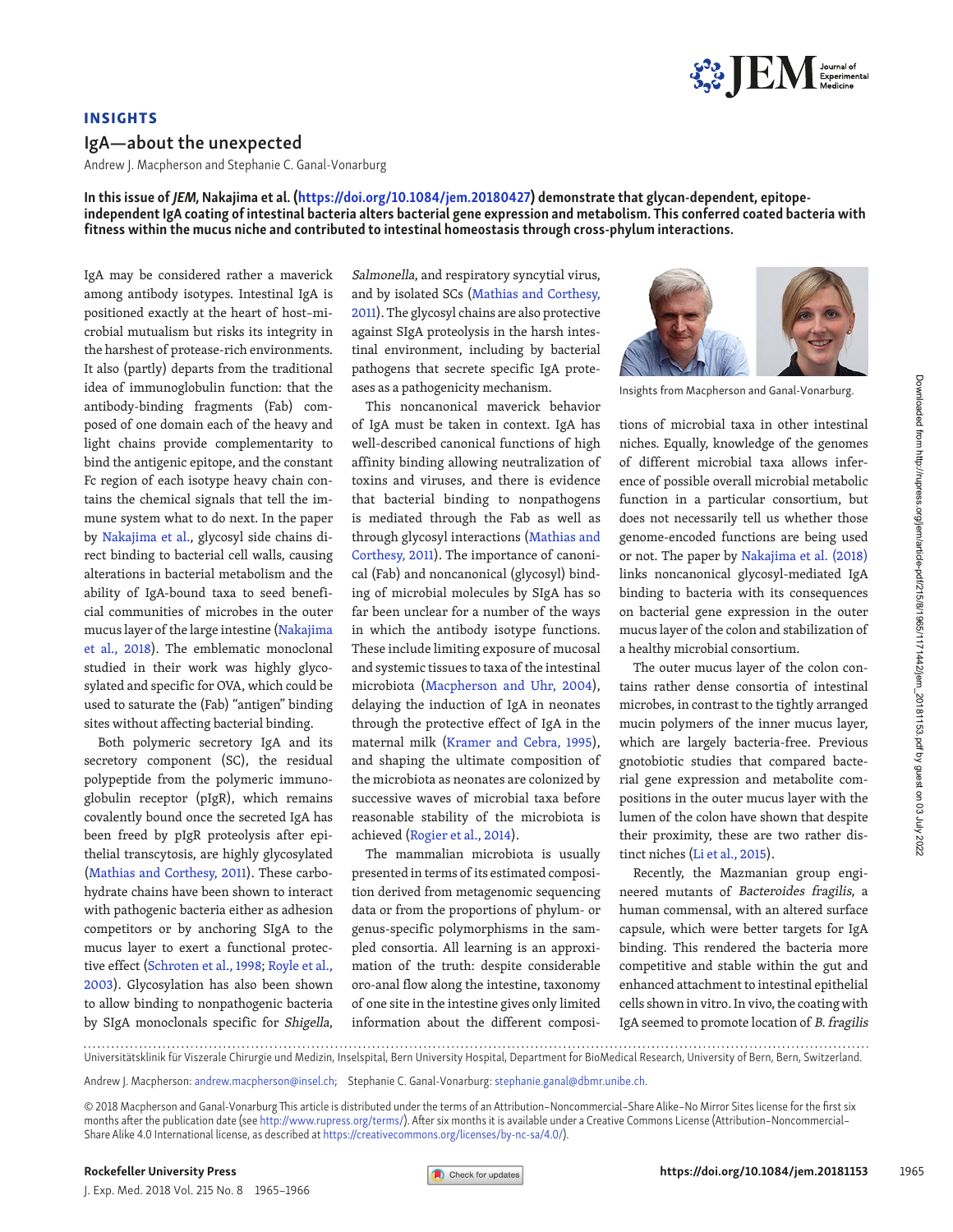**INSIGHTS**

# IgA—about the unexpected

Andrew J. Macpherson and Stephanie C. Ganal-Vonarburg

**In this issue of *JEM*, Nakajima et al. (https://doi.org/10.1084/jem.20180427) demonstrate that glycan-dependent, epitope-independent IgA coating of intestinal bacteria alters bacterial gene expression and metabolism. This conferred coated bacteria with fitness within the mucus niche and contributed to intestinal homeostasis through cross-phylum interactions.**

IgA may be considered rather a maverick among antibody isotypes. Intestinal IgA is positioned exactly at the heart of host–microbial mutualism but risks its integrity in the harshest of protease-rich environments. It also (partly) departs from the traditional idea of immunoglobulin function: that the antibody-binding fragments (Fab) composed of one domain each of the heavy and light chains provide complementarity to bind the antigenic epitope, and the constant Fc region of each isotype heavy chain contains the chemical signals that tell the immune system what to do next. In the paper by Nakajima et al., glycosyl side chains direct binding to bacterial cell walls, causing alterations in bacterial metabolism and the ability of IgA-bound taxa to seed beneficial communities of microbes in the outer mucus layer of the large intestine (Nakajima et al., 2018). The emblematic monoclonal studied in their work was highly glycosylated and specific for OVA, which could be used to saturate the (Fab) "antigen" binding sites without affecting bacterial binding.

Both polymeric secretory IgA and its secretory component (SC), the residual polypeptide from the polymeric immunoglobulin receptor (pIgR), which remains covalently bound once the secreted IgA has been freed by pIgR proteolysis after epithelial transcytosis, are highly glycosylated (Mathias and Corthesy, 2011). These carbohydrate chains have been shown to interact with pathogenic bacteria either as adhesion competitors or by anchoring SIgA to the mucus layer to exert a functional protective effect (Schroten et al., 1998; Royle et al., 2003). Glycosylation has also been shown to allow binding to nonpathogenic bacteria by SIgA monoclonals specific for *Shigella*, *Salmonella*, and respiratory syncytial virus, and by isolated SCs (Mathias and Corthesy, 2011). The glycosyl chains are also protective against SIgA proteolysis in the harsh intestinal environment, including by bacterial pathogens that secrete specific IgA proteases as a pathogenicity mechanism.

This noncanonical maverick behavior of IgA must be taken in context. IgA has well-described canonical functions of high affinity binding allowing neutralization of toxins and viruses, and there is evidence that bacterial binding to nonpathogens is mediated through the Fab as well as through glycosyl interactions (Mathias and Corthesy, 2011). The importance of canonical (Fab) and noncanonical (glycosyl) binding of microbial molecules by SIgA has so far been unclear for a number of the ways in which the antibody isotype functions. These include limiting exposure of mucosal and systemic tissues to taxa of the intestinal microbiota (Macpherson and Uhr, 2004), delaying the induction of IgA in neonates through the protective effect of IgA in the maternal milk (Kramer and Cebra, 1995), and shaping the ultimate composition of the microbiota as neonates are colonized by successive waves of microbial taxa before reasonable stability of the microbiota is achieved (Rogier et al., 2014).

The mammalian microbiota is usually presented in terms of its estimated composition derived from metagenomic sequencing data or from the proportions of phylum- or genus-specific polymorphisms in the sampled consortia. All learning is an approximation of the truth: despite considerable oro-anal flow along the intestine, taxonomy of one site in the intestine gives only limited information about the different compositions of microbial taxa in other intestinal niches. Equally, knowledge of the genomes of different microbial taxa allows inference of possible overall microbial metabolic function in a particular consortium, but does not necessarily tell us whether those genome-encoded functions are being used or not. The paper by Nakajima et al. (2018) links noncanonical glycosyl-mediated IgA binding to bacteria with its consequences on bacterial gene expression in the outer mucus layer of the colon and stabilization of a healthy microbial consortium.

Insights from Macpherson and Ganal-Vonarburg.

The outer mucus layer of the colon contains rather dense consortia of intestinal microbes, in contrast to the tightly arranged mucin polymers of the inner mucus layer, which are largely bacteria-free. Previous gnotobiotic studies that compared bacterial gene expression and metabolite compositions in the outer mucus layer with the lumen of the colon have shown that despite their proximity, these are two rather distinct niches (Li et al., 2015).

Recently, the Mazmanian group engineered mutants of *Bacteroides fragilis*, a human commensal, with an altered surface capsule, which were better targets for IgA binding. This rendered the bacteria more competitive and stable within the gut and enhanced attachment to intestinal epithelial cells shown in vitro. In vivo, the coating with IgA seemed to promote location of *B. fragilis*

---

Universitätsklinik für Viszerale Chirurgie und Medizin, Inselspital, Bern University Hospital, Department for BioMedical Research, University of Bern, Bern, Switzerland.

Andrew J. Macpherson: andrew.macpherson@insel.ch; Stephanie C. Ganal-Vonarburg: stephanie.ganal@dbmr.unibe.ch.

© 2018 Macpherson and Ganal-Vonarburg This article is distributed under the terms of an Attribution–Noncommercial–Share Alike–No Mirror Sites license for the first six months after the publication date (see http://www.rupress.org/terms/). After six months it is available under a Creative Commons License (Attribution–Noncommercial–Share Alike 4.0 International license, as described at https://creativecommons.org/licenses/by-nc-sa/4.0/).

Rockefeller University Press https://doi.org/10.1084/jem.20181153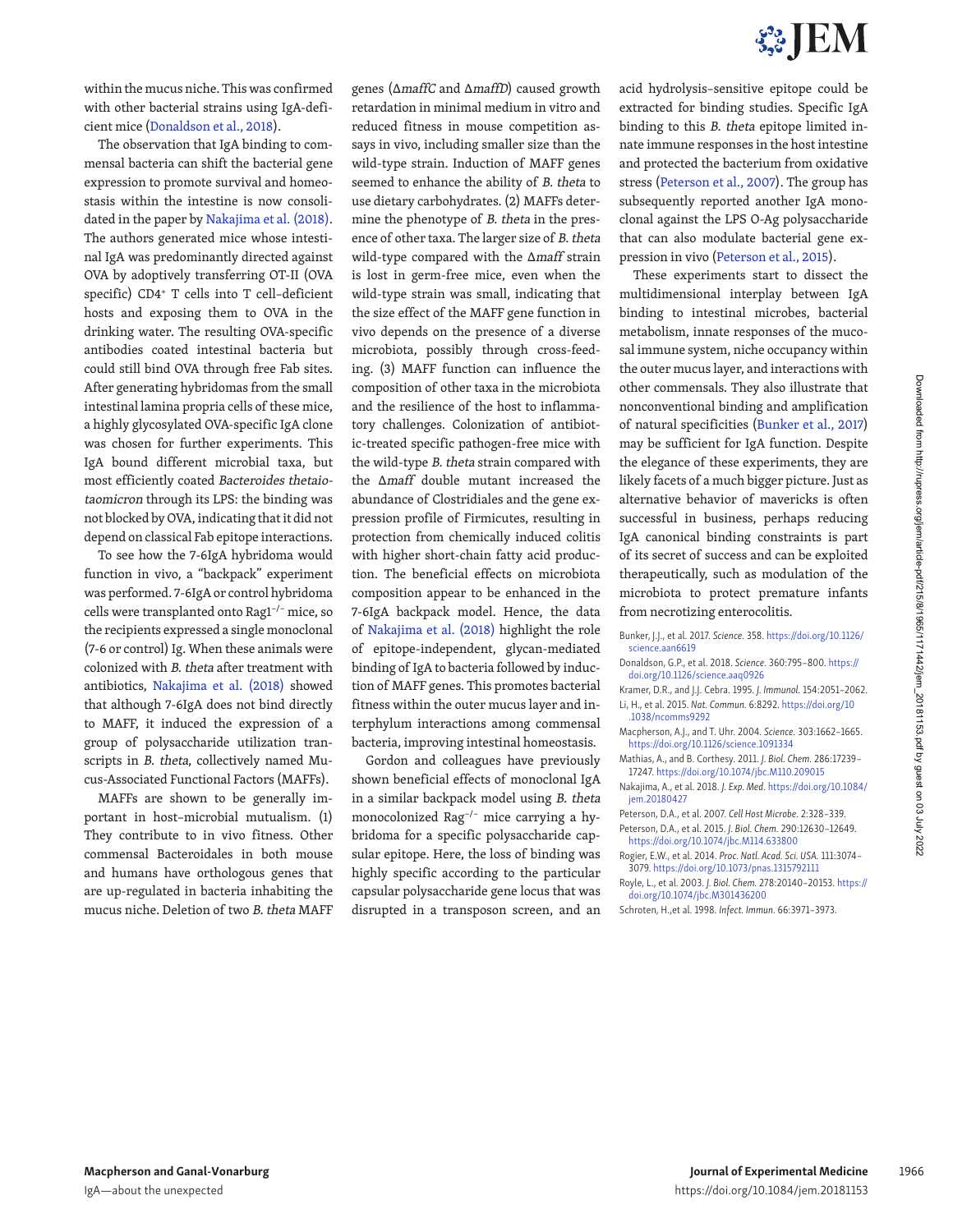within the mucus niche. This was confirmed with other bacterial strains using IgA-deficient mice (Donaldson et al., 2018).

The observation that IgA binding to commensal bacteria can shift the bacterial gene expression to promote survival and homeostasis within the intestine is now consolidated in the paper by Nakajima et al. (2018). The authors generated mice whose intestinal IgA was predominantly directed against OVA by adoptively transferring OT-II (OVA specific) CD4[+] T cells into T cell–deficient hosts and exposing them to OVA in the drinking water. The resulting OVA-specific antibodies coated intestinal bacteria but could still bind OVA through free Fab sites. After generating hybridomas from the small intestinal lamina propria cells of these mice, a highly glycosylated OVA-specific IgA clone was chosen for further experiments. This IgA bound different microbial taxa, but most efficiently coated *Bacteroides thetaiotaomicron* through its LPS: the binding was not blocked by OVA, indicating that it did not depend on classical Fab epitope interactions.

To see how the 7-6IgA hybridoma would function in vivo, a "backpack" experiment was performed. 7-6IgA or control hybridoma cells were transplanted onto Rag1$^{-/-}$ mice, so the recipients expressed a single monoclonal (7-6 or control) Ig. When these animals were colonized with *B. theta* after treatment with antibiotics, Nakajima et al. (2018) showed that although 7-6IgA does not bind directly to MAFF, it induced the expression of a group of polysaccharide utilization transcripts in *B. theta*, collectively named Mucus-Associated Functional Factors (MAFFs).

MAFFs are shown to be generally important in host-microbial mutualism. (1) They contribute to in vivo fitness. Other commensal Bacteroidales in both mouse and humans have orthologous genes that are up-regulated in bacteria inhabiting the mucus niche. Deletion of two *B. theta* MAFF genes (Δ*maffC* and Δ*maffD*) caused growth retardation in minimal medium in vitro and reduced fitness in mouse competition assays in vivo, including smaller size than the wild-type strain. Induction of MAFF genes seemed to enhance the ability of *B. theta* to use dietary carbohydrates. (2) MAFFs determine the phenotype of *B. theta* in the presence of other taxa. The larger size of *B. theta* wild-type compared with the Δ*maff* strain is lost in germ-free mice, even when the wild-type strain was small, indicating that the size effect of the MAFF gene function in vivo depends on the presence of a diverse microbiota, possibly through cross-feeding. (3) MAFF function can influence the composition of other taxa in the microbiota and the resilience of the host to inflammatory challenges. Colonization of antibiotic-treated specific pathogen-free mice with the wild-type *B. theta* strain compared with the Δ*maff* double mutant increased the abundance of Clostridiales and the gene expression profile of Firmicutes, resulting in protection from chemically induced colitis with higher short-chain fatty acid production. The beneficial effects on microbiota composition appear to be enhanced in the 7-6IgA backpack model. Hence, the data of Nakajima et al. (2018) highlight the role of epitope-independent, glycan-mediated binding of IgA to bacteria followed by induction of MAFF genes. This promotes bacterial fitness within the outer mucus layer and interphylum interactions among commensal bacteria, improving intestinal homeostasis.

Gordon and colleagues have previously shown beneficial effects of monoclonal IgA in a similar backpack model using *B. theta* monocolonized Rag$^{-/-}$ mice carrying a hybridoma for a specific polysaccharide capsular epitope. Here, the loss of binding was highly specific according to the particular capsular polysaccharide gene locus that was disrupted in a transposon screen, and an acid hydrolysis–sensitive epitope could be extracted for binding studies. Specific IgA binding to this *B. theta* epitope limited innate immune responses in the host intestine and protected the bacterium from oxidative stress (Peterson et al., 2007). The group has subsequently reported another IgA monoclonal against the LPS O-Ag polysaccharide that can also modulate bacterial gene expression in vivo (Peterson et al., 2015).

These experiments start to dissect the multidimensional interplay between IgA binding to intestinal microbes, bacterial metabolism, innate responses of the mucosal immune system, niche occupancy within the outer mucus layer, and interactions with other commensals. They also illustrate that nonconventional binding and amplification of natural specificities (Bunker et al., 2017) may be sufficient for IgA function. Despite the elegance of these experiments, they are likely facets of a much bigger picture. Just as alternative behavior of mavericks is often successful in business, perhaps reducing IgA canonical binding constraints is part of its secret of success and can be exploited therapeutically, such as modulation of the microbiota to protect premature infants from necrotizing enterocolitis.

Bunker, J.J., et al. 2017. *Science.* 358. https://doi.org/10.1126/science.aan6619

Donaldson, G.P., et al. 2018. *Science.* 360:795–800. https://doi.org/10.1126/science.aaq0926

Kramer, D.R., and J.J. Cebra. 1995. *J. Immunol.* 154:2051–2062.

Li, H., et al. 2015. *Nat. Commun.* 6:8292. https://doi.org/10.1038/ncomms9292

Macpherson, A.J., and T. Uhr. 2004. *Science.* 303:1662–1665. https://doi.org/10.1126/science.1091334

Mathias, A., and B. Corthesy. 2011. *J. Biol. Chem.* 286:17239–17247. https://doi.org/10.1074/jbc.M110.209015

Nakajima, A., et al. 2018. *J. Exp. Med.* https://doi.org/10.1084/jem.20180427

Peterson, D.A., et al. 2007. *Cell Host Microbe.* 2:328–339.

Peterson, D.A., et al. 2015. *J. Biol. Chem.* 290:12630–12649. https://doi.org/10.1074/jbc.M114.633800

Rogier, E.W., et al. 2014. *Proc. Natl. Acad. Sci. USA.* 111:3074–3079. https://doi.org/10.1073/pnas.1315792111

Royle, L., et al. 2003. *J. Biol. Chem.* 278:20140–20153. https://doi.org/10.1074/jbc.M301436200

Schroten, H.,et al. 1998. *Infect. Immun.* 66:3971–3973.